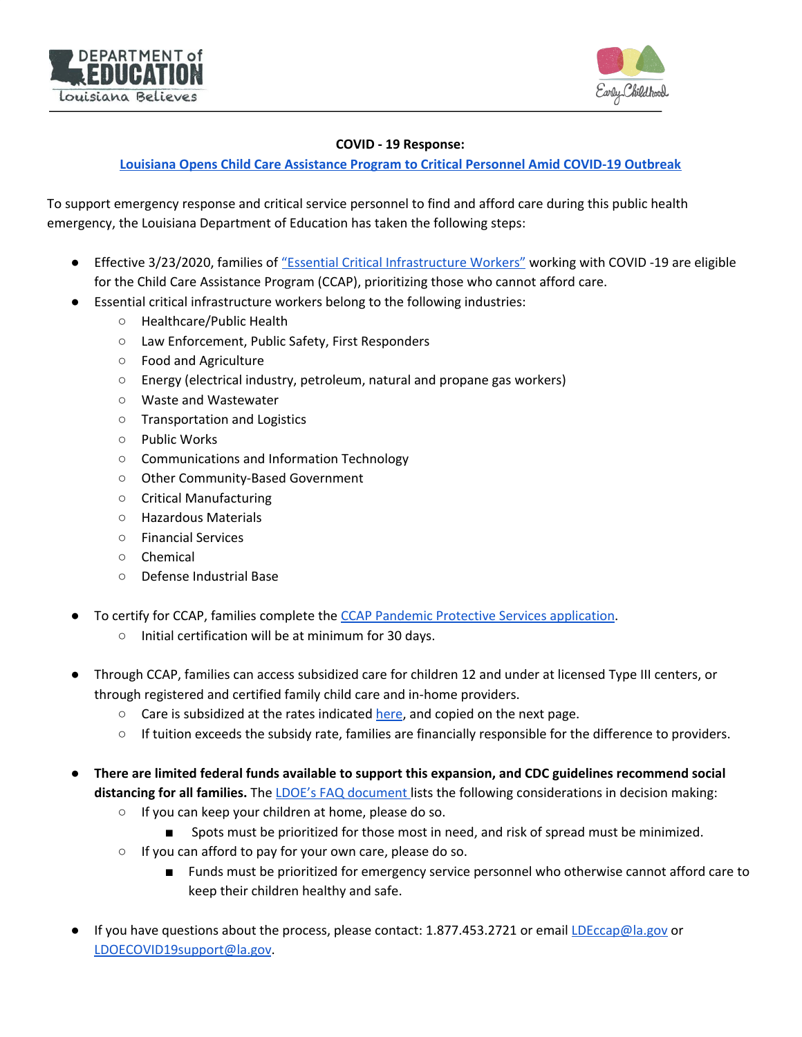**COVID - 19 Response:**

**Louisiana Opens Child Care Assistance Program to Critical Personnel Amid COVID-19 Outbreak**

To support emergency response and critical service personnel to find and afford care during this public health emergency, the Louisiana Department of Education has taken the following steps:

- Effective 3/23/2020, families of "Essential Critical Infrastructure Workers" working with COVID -19 are eligible for the Child Care Assistance Program (CCAP), prioritizing those who cannot afford care.
- Essential critical infrastructure workers belong to the following industries:
  - Healthcare/Public Health
  - Law Enforcement, Public Safety, First Responders
  - Food and Agriculture
  - Energy (electrical industry, petroleum, natural and propane gas workers)
  - Waste and Wastewater
  - Transportation and Logistics
  - Public Works
  - Communications and Information Technology
  - Other Community-Based Government
  - Critical Manufacturing
  - Hazardous Materials
  - Financial Services
  - Chemical
  - Defense Industrial Base

- To certify for CCAP, families complete the CCAP Pandemic Protective Services application.
  - Initial certification will be at minimum for 30 days.

- Through CCAP, families can access subsidized care for children 12 and under at licensed Type III centers, or through registered and certified family child care and in-home providers.
  - Care is subsidized at the rates indicated here, and copied on the next page.
  - If tuition exceeds the subsidy rate, families are financially responsible for the difference to providers.

- **There are limited federal funds available to support this expansion, and CDC guidelines recommend social distancing for all families.** The LDOE's FAQ document lists the following considerations in decision making:
  - If you can keep your children at home, please do so.
    - Spots must be prioritized for those most in need, and risk of spread must be minimized.
  - If you can afford to pay for your own care, please do so.
    - Funds must be prioritized for emergency service personnel who otherwise cannot afford care to keep their children healthy and safe.

- If you have questions about the process, please contact: 1.877.453.2721 or email LDEccap@la.gov or LDOECOVID19support@la.gov.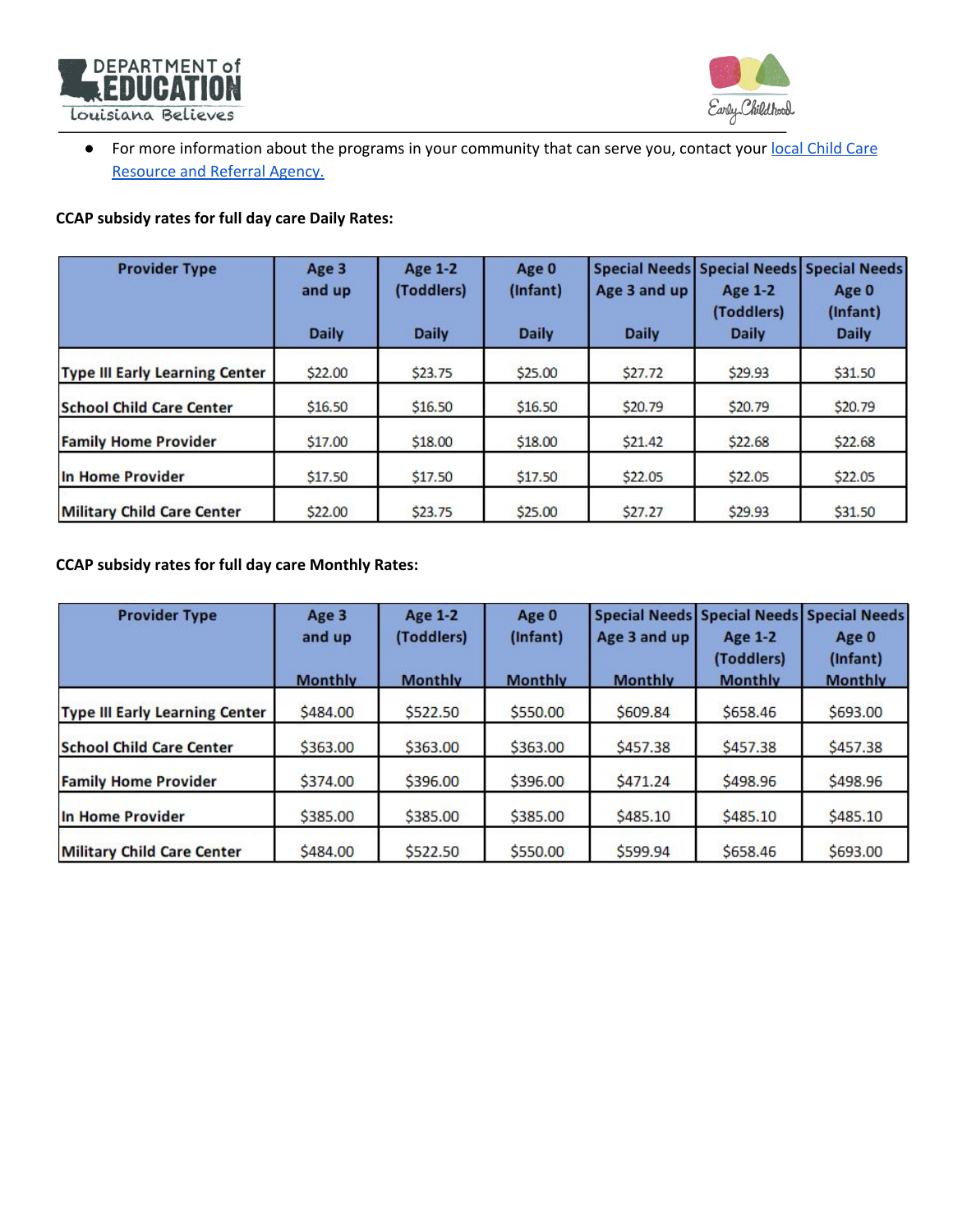- For more information about the programs in your community that can serve you, contact your [local Child Care Resource and Referral Agency.]

**CCAP subsidy rates for full day care Daily Rates:**

| Provider Type | Age 3 and up Daily | Age 1-2 (Toddlers) Daily | Age 0 (Infant) Daily | Special Needs Age 3 and up Daily | Special Needs Age 1-2 (Toddlers) Daily | Special Needs Age 0 (Infant) Daily |
|---|---|---|---|---|---|---|
| Type III Early Learning Center | $22.00 | $23.75 | $25.00 | $27.72 | $29.93 | $31.50 |
| School Child Care Center | $16.50 | $16.50 | $16.50 | $20.79 | $20.79 | $20.79 |
| Family Home Provider | $17.00 | $18.00 | $18.00 | $21.42 | $22.68 | $22.68 |
| In Home Provider | $17.50 | $17.50 | $17.50 | $22.05 | $22.05 | $22.05 |
| Military Child Care Center | $22.00 | $23.75 | $25.00 | $27.27 | $29.93 | $31.50 |

**CCAP subsidy rates for full day care Monthly Rates:**

| Provider Type | Age 3 and up Monthly | Age 1-2 (Toddlers) Monthly | Age 0 (Infant) Monthly | Special Needs Age 3 and up Monthly | Special Needs Age 1-2 (Toddlers) Monthly | Special Needs Age 0 (Infant) Monthly |
|---|---|---|---|---|---|---|
| Type III Early Learning Center | $484.00 | $522.50 | $550.00 | $609.84 | $658.46 | $693.00 |
| School Child Care Center | $363.00 | $363.00 | $363.00 | $457.38 | $457.38 | $457.38 |
| Family Home Provider | $374.00 | $396.00 | $396.00 | $471.24 | $498.96 | $498.96 |
| In Home Provider | $385.00 | $385.00 | $385.00 | $485.10 | $485.10 | $485.10 |
| Military Child Care Center | $484.00 | $522.50 | $550.00 | $599.94 | $658.46 | $693.00 |